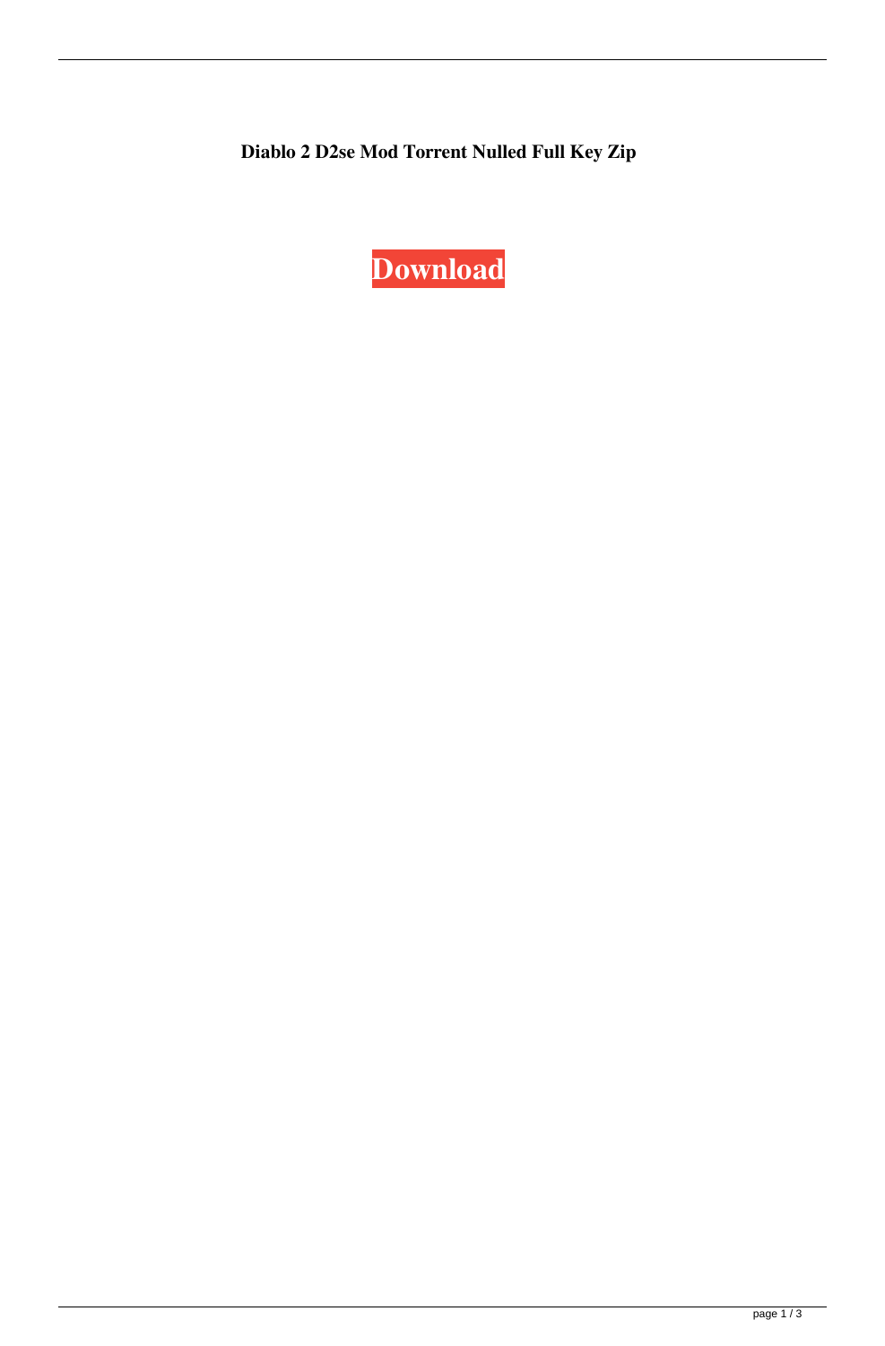**Diablo 2 D2se Mod Torrent Nulled Full Key Zip**

**Download**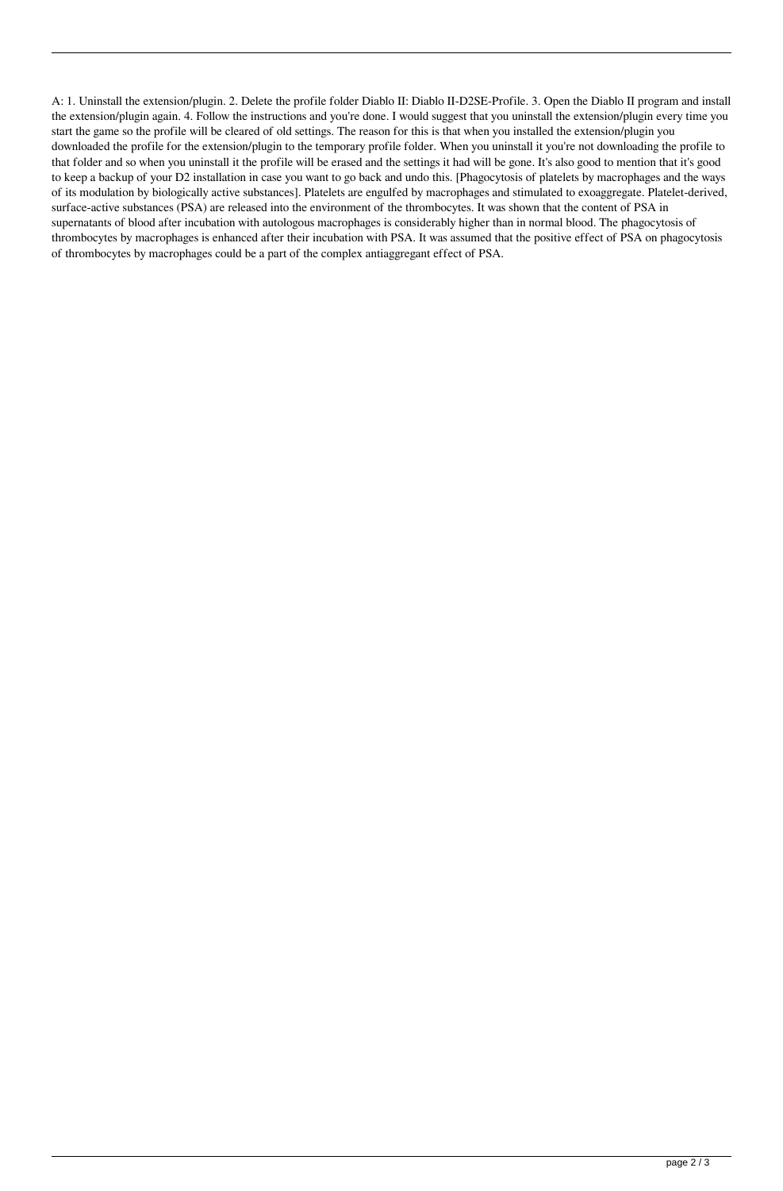A: 1. Uninstall the extension/plugin. 2. Delete the profile folder Diablo II: Diablo II-D2SE-Profile. 3. Open the Diablo II program and install the extension/plugin again. 4. Follow the instructions and you're done. I would suggest that you uninstall the extension/plugin every time you start the game so the profile will be cleared of old settings. The reason for this is that when you installed the extension/plugin you downloaded the profile for the extension/plugin to the temporary profile folder. When you uninstall it you're not downloading the profile to that folder and so when you uninstall it the profile will be erased and the settings it had will be gone. It's also good to mention that it's good to keep a backup of your D2 installation in case you want to go back and undo this. [Phagocytosis of platelets by macrophages and the ways of its modulation by biologically active substances]. Platelets are engulfed by macrophages and stimulated to exoaggregate. Platelet-derived, surface-active substances (PSA) are released into the environment of the thrombocytes. It was shown that the content of PSA in supernatants of blood after incubation with autologous macrophages is considerably higher than in normal blood. The phagocytosis of thrombocytes by macrophages is enhanced after their incubation with PSA. It was assumed that the positive effect of PSA on phagocytosis of thrombocytes by macrophages could be a part of the complex antiaggregant effect of PSA.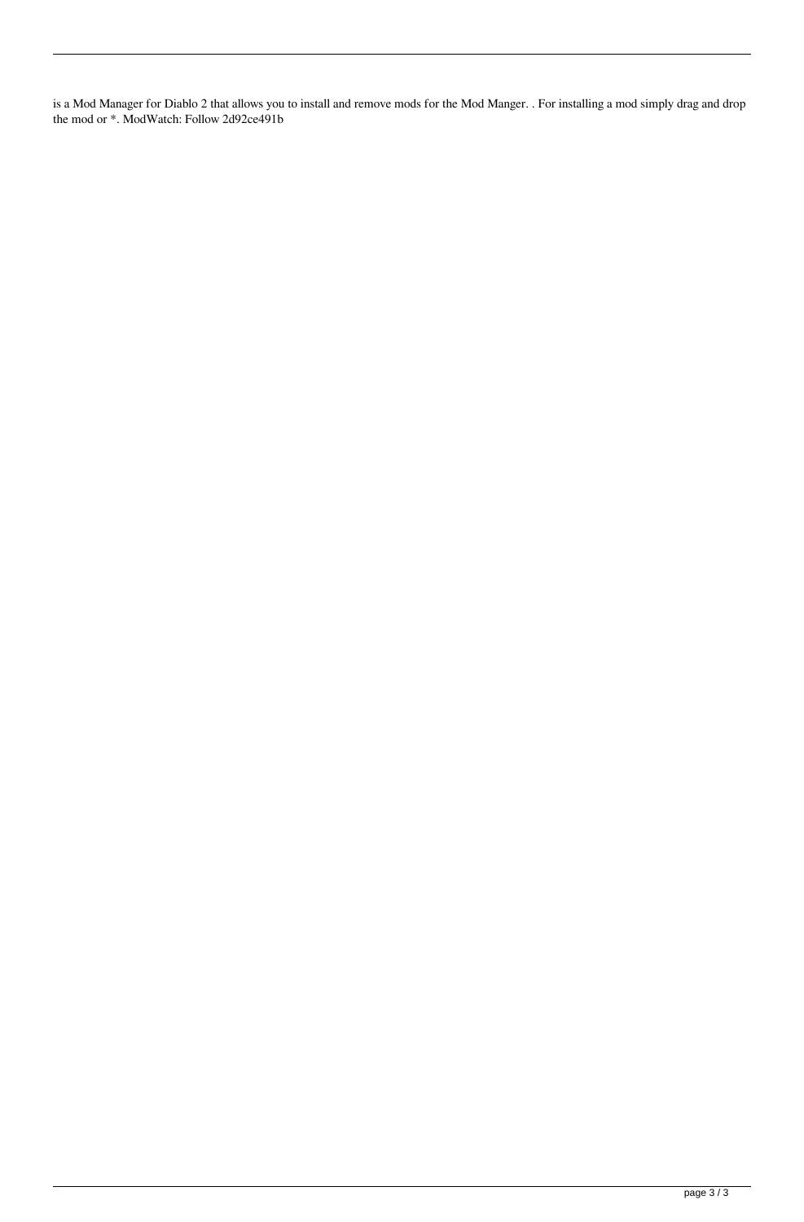is a Mod Manager for Diablo 2 that allows you to install and remove mods for the Mod Manger. . For installing a mod simply drag and drop the mod or *. ModWatch: Follow 2d92ce491b